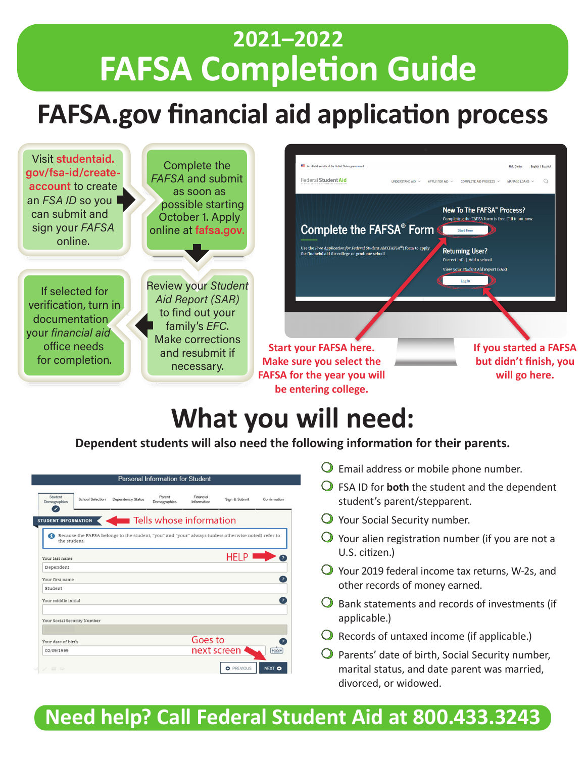# 2021–2022 FAFSA Completion Guide

## FAFSA.gov financial aid application process

1. Visit **studentaid.gov/fsa-id/create-account** to create an *FSA ID* so you can submit and sign your *FAFSA* online.
2. Complete the *FAFSA* and submit as soon as possible starting October 1. Apply online at **fafsa.gov.**
3. Review your *Student Aid Report (SAR)* to find out your family's *EFC*. Make corrections and resubmit if necessary.
4. If selected for verification, turn in documentation your *financial aid* office needs for completion.

**Start your FAFSA here. Make sure you select the FAFSA for the year you will be entering college.**

**If you started a FAFSA but didn't finish, you will go here.**

## What you will need:

**Dependent students will also need the following information for their parents.**

Tells whose information

HELP

Goes to next screen

- Email address or mobile phone number.
- FSA ID for **both** the student and the dependent student's parent/stepparent.
- Your Social Security number.
- Your alien registration number (if you are not a U.S. citizen.)
- Your 2019 federal income tax returns, W-2s, and other records of money earned.
- Bank statements and records of investments (if applicable.)
- Records of untaxed income (if applicable.)
- Parents' date of birth, Social Security number, marital status, and date parent was married, divorced, or widowed.

**Need help? Call Federal Student Aid at 800.433.3243**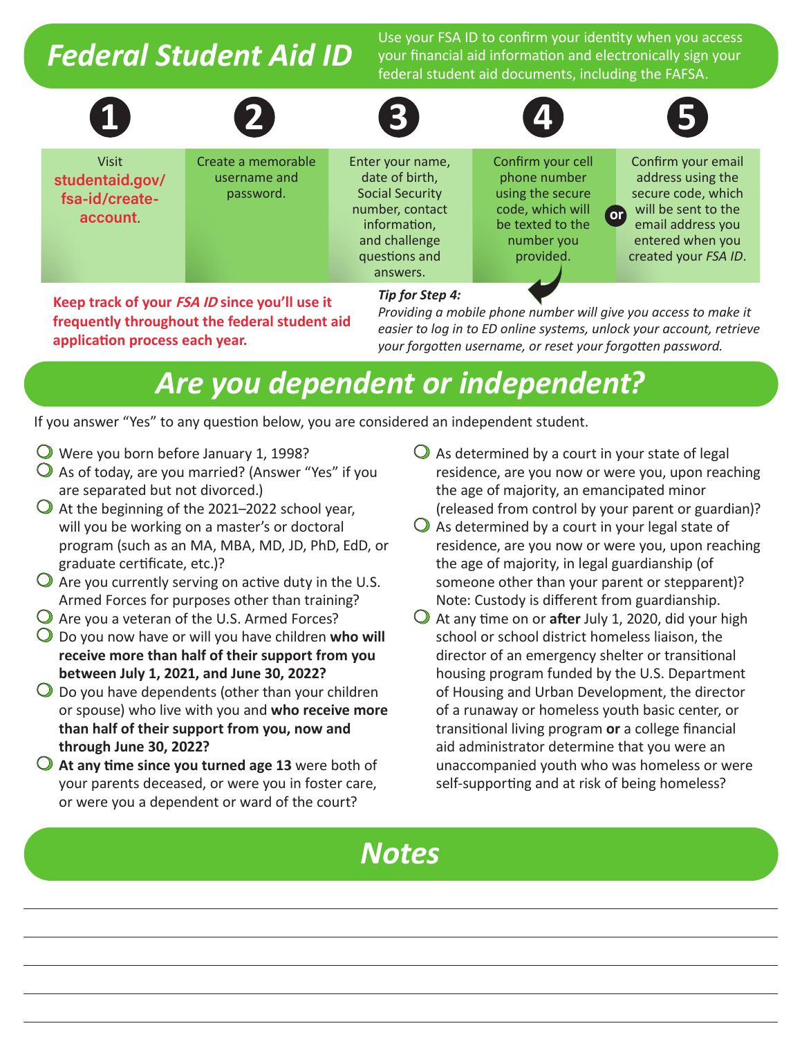# Federal Student Aid ID

Use your FSA ID to confirm your identity when you access your financial aid information and electronically sign your federal student aid documents, including the FAFSA.

1. Visit **studentaid.gov/fsa-id/create-account**.
2. Create a memorable username and password.
3. Enter your name, date of birth, Social Security number, contact information, and challenge questions and answers.
4. Confirm your cell phone number using the secure code, which will be texted to the number you provided.

   **or**

5. Confirm your email address using the secure code, which will be sent to the email address you entered when you created your *FSA ID*.

**Keep track of your *FSA ID* since you'll use it frequently throughout the federal student aid application process each year.**

***Tip for Step 4:***

*Providing a mobile phone number will give you access to make it easier to log in to ED online systems, unlock your account, retrieve your forgotten username, or reset your forgotten password.*

# Are you dependent or independent?

If you answer "Yes" to any question below, you are considered an independent student.

- Were you born before January 1, 1998?
- As of today, are you married? (Answer "Yes" if you are separated but not divorced.)
- At the beginning of the 2021–2022 school year, will you be working on a master's or doctoral program (such as an MA, MBA, MD, JD, PhD, EdD, or graduate certificate, etc.)?
- Are you currently serving on active duty in the U.S. Armed Forces for purposes other than training?
- Are you a veteran of the U.S. Armed Forces?
- Do you now have or will you have children **who will receive more than half of their support from you between July 1, 2021, and June 30, 2022?**
- Do you have dependents (other than your children or spouse) who live with you and **who receive more than half of their support from you, now and through June 30, 2022?**
- **At any time since you turned age 13** were both of your parents deceased, or were you in foster care, or were you a dependent or ward of the court?
- As determined by a court in your state of legal residence, are you now or were you, upon reaching the age of majority, an emancipated minor (released from control by your parent or guardian)?
- As determined by a court in your legal state of residence, are you now or were you, upon reaching the age of majority, in legal guardianship (of someone other than your parent or stepparent)? Note: Custody is different from guardianship.
- At any time on or **after** July 1, 2020, did your high school or school district homeless liaison, the director of an emergency shelter or transitional housing program funded by the U.S. Department of Housing and Urban Development, the director of a runaway or homeless youth basic center, or transitional living program **or** a college financial aid administrator determine that you were an unaccompanied youth who was homeless or were self-supporting and at risk of being homeless?

# Notes